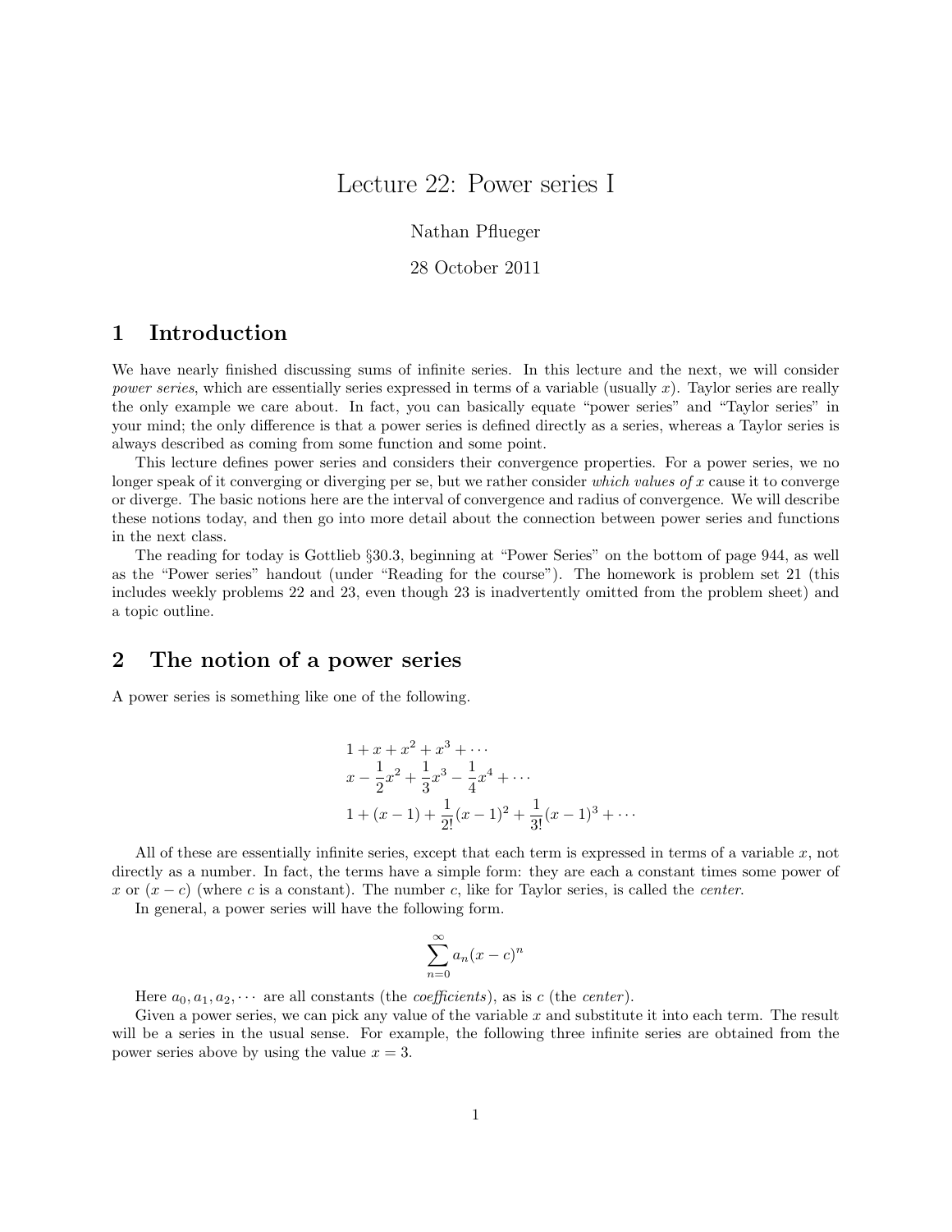# Lecture 22: Power series I

Nathan Pflueger

28 October 2011

## 1 Introduction

We have nearly finished discussing sums of infinite series. In this lecture and the next, we will consider *power series*, which are essentially series expressed in terms of a variable (usually $x$). Taylor series are really the only example we care about. In fact, you can basically equate "power series" and "Taylor series" in your mind; the only difference is that a power series is defined directly as a series, whereas a Taylor series is always described as coming from some function and some point.

This lecture defines power series and considers their convergence properties. For a power series, we no longer speak of it converging or diverging per se, but we rather consider *which values of* $x$ cause it to converge or diverge. The basic notions here are the interval of convergence and radius of convergence. We will describe these notions today, and then go into more detail about the connection between power series and functions in the next class.

The reading for today is Gottlieb §30.3, beginning at "Power Series" on the bottom of page 944, as well as the "Power series" handout (under "Reading for the course"). The homework is problem set 21 (this includes weekly problems 22 and 23, even though 23 is inadvertently omitted from the problem sheet) and a topic outline.

## 2 The notion of a power series

A power series is something like one of the following.

$$1 + x + x^2 + x^3 + \cdots$$
$$x - \frac{1}{2}x^2 + \frac{1}{3}x^3 - \frac{1}{4}x^4 + \cdots$$
$$1 + (x-1) + \frac{1}{2!}(x-1)^2 + \frac{1}{3!}(x-1)^3 + \cdots$$

All of these are essentially infinite series, except that each term is expressed in terms of a variable $x$, not directly as a number. In fact, the terms have a simple form: they are each a constant times some power of $x$ or $(x - c)$ (where $c$ is a constant). The number $c$, like for Taylor series, is called the *center*.

In general, a power series will have the following form.

$$\sum_{n=0}^{\infty} a_n (x-c)^n$$

Here $a_0, a_1, a_2, \cdots$ are all constants (the *coefficients*), as is $c$ (the *center*).

Given a power series, we can pick any value of the variable $x$ and substitute it into each term. The result will be a series in the usual sense. For example, the following three infinite series are obtained from the power series above by using the value $x = 3$.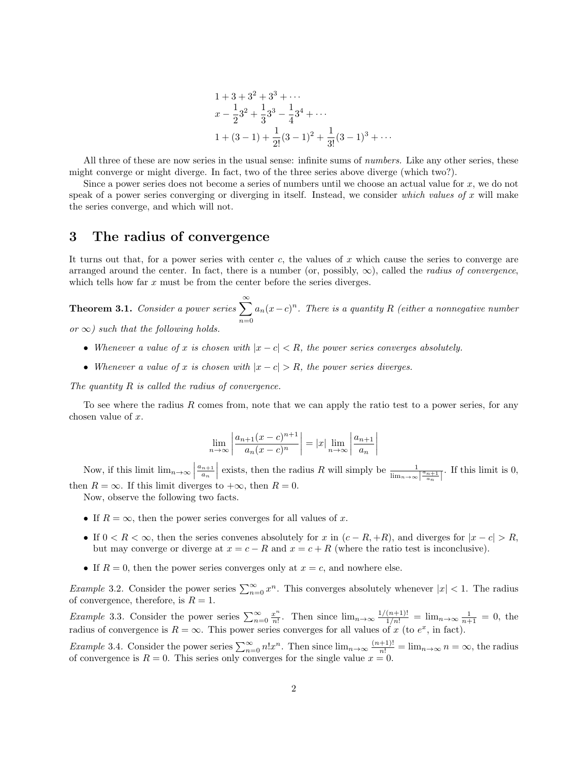$$1 + 3 + 3^2 + 3^3 + \cdots$$
$$x - \frac{1}{2}3^2 + \frac{1}{3}3^3 - \frac{1}{4}3^4 + \cdots$$
$$1 + (3-1) + \frac{1}{2!}(3-1)^2 + \frac{1}{3!}(3-1)^3 + \cdots$$

All three of these are now series in the usual sense: infinite sums of *numbers.* Like any other series, these might converge or might diverge. In fact, two of the three series above diverge (which two?).

Since a power series does not become a series of numbers until we choose an actual value for $x$, we do not speak of a power series converging or diverging in itself. Instead, we consider *which values of* $x$ will make the series converge, and which will not.

## 3 The radius of convergence

It turns out that, for a power series with center $c$, the values of $x$ which cause the series to converge are arranged around the center. In fact, there is a number (or, possibly, $\infty$), called the *radius of convergence*, which tells how far $x$ must be from the center before the series diverges.

**Theorem 3.1.** *Consider a power series* $\sum_{n=0}^{\infty} a_n(x-c)^n$. *There is a quantity $R$ (either a nonnegative number or $\infty$) such that the following holds.*

- *Whenever a value of $x$ is chosen with $|x - c| < R$, the power series converges absolutely.*
- *Whenever a value of $x$ is chosen with $|x - c| > R$, the power series diverges.*

*The quantity $R$ is called the radius of convergence.*

To see where the radius $R$ comes from, note that we can apply the ratio test to a power series, for any chosen value of $x$.

$$\lim_{n\to\infty} \left| \frac{a_{n+1}(x-c)^{n+1}}{a_n(x-c)^n} \right| = |x| \lim_{n\to\infty} \left| \frac{a_{n+1}}{a_n} \right|$$

Now, if this limit $\lim_{n\to\infty} \left| \frac{a_{n+1}}{a_n} \right|$ exists, then the radius $R$ will simply be $\frac{1}{\lim_{n\to\infty} \left| \frac{a_{n+1}}{a_n} \right|}$. If this limit is 0, then $R = \infty$. If this limit diverges to $+\infty$, then $R = 0$.

Now, observe the following two facts.

- If $R = \infty$, then the power series converges for all values of $x$.
- If $0 < R < \infty$, then the series convenes absolutely for $x$ in $(c - R, +R)$, and diverges for $|x - c| > R$, but may converge or diverge at $x = c - R$ and $x = c + R$ (where the ratio test is inconclusive).
- If $R = 0$, then the power series converges only at $x = c$, and nowhere else.

*Example* 3.2. Consider the power series $\sum_{n=0}^{\infty} x^n$. This converges absolutely whenever $|x| < 1$. The radius of convergence, therefore, is $R = 1$.

*Example* 3.3. Consider the power series $\sum_{n=0}^{\infty} \frac{x^n}{n!}$. Then since $\lim_{n\to\infty} \frac{1/(n+1)!}{1/n!} = \lim_{n\to\infty} \frac{1}{n+1} = 0$, the radius of convergence is $R = \infty$. This power series converges for all values of $x$ (to $e^x$, in fact).

*Example* 3.4. Consider the power series $\sum_{n=0}^{\infty} n!x^n$. Then since $\lim_{n\to\infty} \frac{(n+1)!}{n!} = \lim_{n\to\infty} n = \infty$, the radius of convergence is $R = 0$. This series only converges for the single value $x = 0$.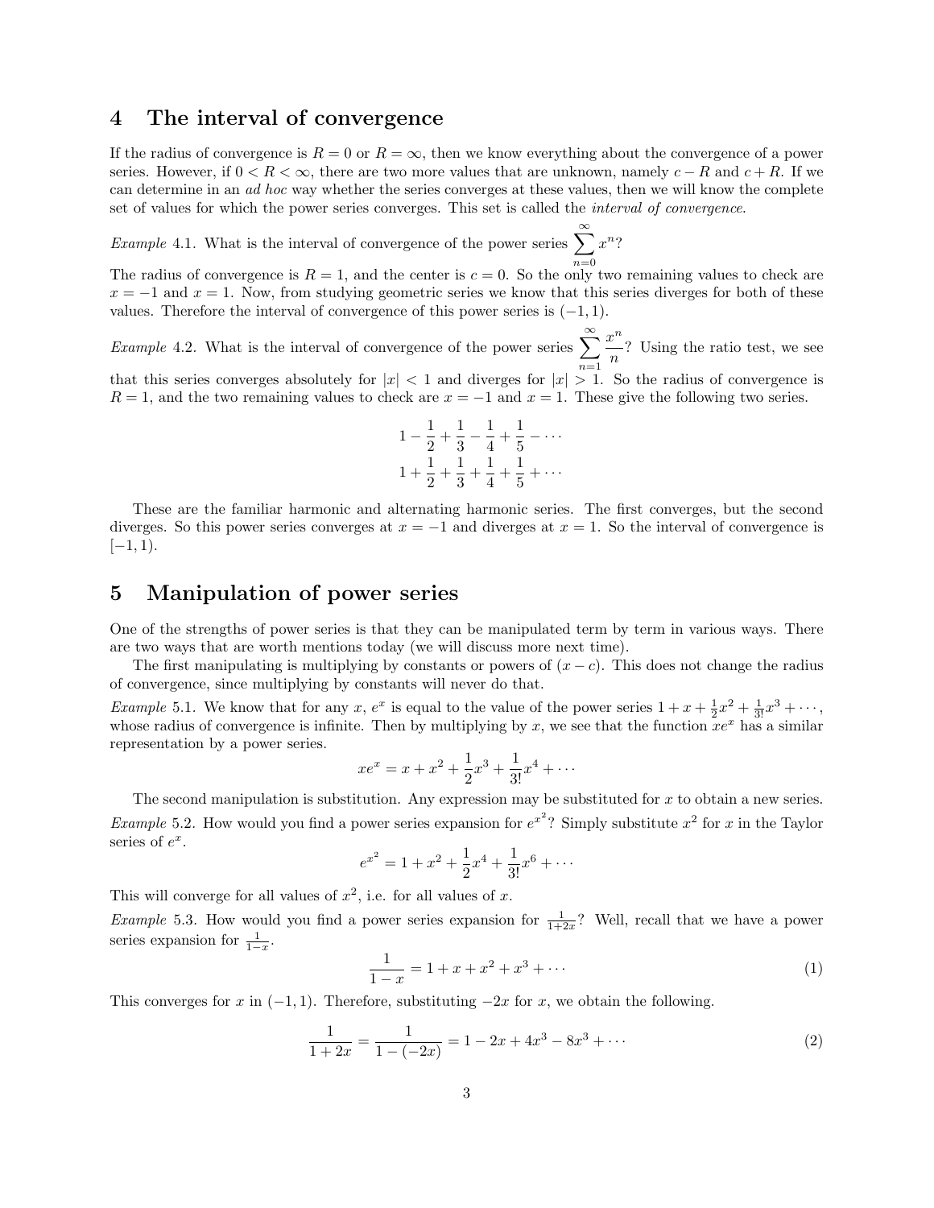# 4 The interval of convergence

If the radius of convergence is $R = 0$ or $R = \infty$, then we know everything about the convergence of a power series. However, if $0 < R < \infty$, there are two more values that are unknown, namely $c - R$ and $c + R$. If we can determine in an *ad hoc* way whether the series converges at these values, then we will know the complete set of values for which the power series converges. This set is called the *interval of convergence*.

*Example* 4.1. What is the interval of convergence of the power series $\sum_{n=0}^{\infty} x^n$?

The radius of convergence is $R = 1$, and the center is $c = 0$. So the only two remaining values to check are $x = -1$ and $x = 1$. Now, from studying geometric series we know that this series diverges for both of these values. Therefore the interval of convergence of this power series is $(-1, 1)$.

*Example* 4.2. What is the interval of convergence of the power series $\sum_{n=1}^{\infty} \frac{x^n}{n}$? Using the ratio test, we see that this series converges absolutely for $|x| < 1$ and diverges for $|x| > 1$. So the radius of convergence is $R = 1$, and the two remaining values to check are $x = -1$ and $x = 1$. These give the following two series.

$$1 - \frac{1}{2} + \frac{1}{3} - \frac{1}{4} + \frac{1}{5} - \cdots$$
$$1 + \frac{1}{2} + \frac{1}{3} + \frac{1}{4} + \frac{1}{5} + \cdots$$

These are the familiar harmonic and alternating harmonic series. The first converges, but the second diverges. So this power series converges at $x = -1$ and diverges at $x = 1$. So the interval of convergence is $[-1, 1)$.

# 5 Manipulation of power series

One of the strengths of power series is that they can be manipulated term by term in various ways. There are two ways that are worth mentions today (we will discuss more next time).

The first manipulating is multiplying by constants or powers of $(x - c)$. This does not change the radius of convergence, since multiplying by constants will never do that.

*Example* 5.1. We know that for any $x$, $e^x$ is equal to the value of the power series $1 + x + \frac{1}{2}x^2 + \frac{1}{3!}x^3 + \cdots$, whose radius of convergence is infinite. Then by multiplying by $x$, we see that the function $xe^x$ has a similar representation by a power series.

$$xe^x = x + x^2 + \frac{1}{2}x^3 + \frac{1}{3!}x^4 + \cdots$$

The second manipulation is substitution. Any expression may be substituted for $x$ to obtain a new series.

*Example* 5.2. How would you find a power series expansion for $e^{x^2}$? Simply substitute $x^2$ for $x$ in the Taylor series of $e^x$.

$$e^{x^2} = 1 + x^2 + \frac{1}{2}x^4 + \frac{1}{3!}x^6 + \cdots$$

This will converge for all values of $x^2$, i.e. for all values of $x$.

*Example* 5.3. How would you find a power series expansion for $\frac{1}{1+2x}$? Well, recall that we have a power series expansion for $\frac{1}{1-x}$.

$$\frac{1}{1-x} = 1 + x + x^2 + x^3 + \cdots \tag{1}$$

This converges for $x$ in $(-1, 1)$. Therefore, substituting $-2x$ for $x$, we obtain the following.

$$\frac{1}{1+2x} = \frac{1}{1-(-2x)} = 1 - 2x + 4x^3 - 8x^3 + \cdots \tag{2}$$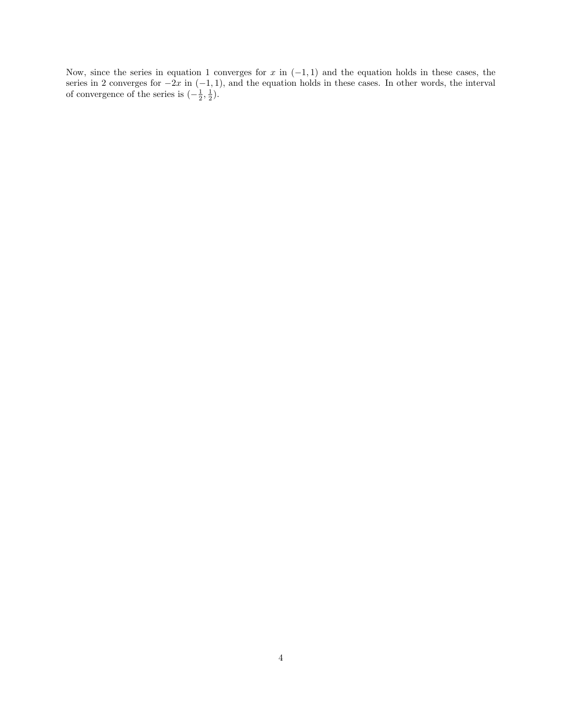Now, since the series in equation 1 converges for $x$ in $(-1, 1)$ and the equation holds in these cases, the series in 2 converges for $-2x$ in $(-1, 1)$, and the equation holds in these cases. In other words, the interval of convergence of the series is $(-\frac{1}{2}, \frac{1}{2})$.